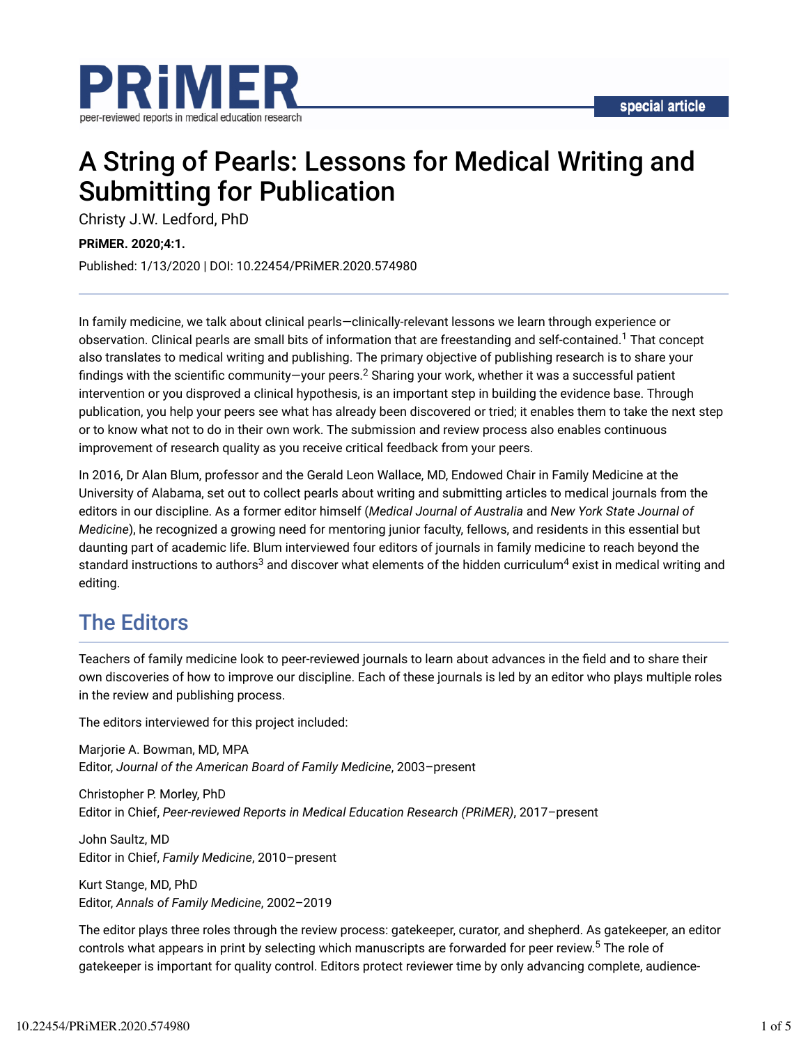special article

# A String of Pearls: Lessons for Medical Writing and Submitting for Publication

Christy J.W. Ledford, PhD

**PRiMER. 2020;4:1.**

Published: 1/13/2020 | DOI: 10.22454/PRiMER.2020.574980

In family medicine, we talk about clinical pearls—clinically-relevant lessons we learn through experience or observation. Clinical pearls are small bits of information that are freestanding and self-contained.[1] That concept also translates to medical writing and publishing. The primary objective of publishing research is to share your findings with the scientific community—your peers.[2] Sharing your work, whether it was a successful patient intervention or you disproved a clinical hypothesis, is an important step in building the evidence base. Through publication, you help your peers see what has already been discovered or tried; it enables them to take the next step or to know what not to do in their own work. The submission and review process also enables continuous improvement of research quality as you receive critical feedback from your peers.

In 2016, Dr Alan Blum, professor and the Gerald Leon Wallace, MD, Endowed Chair in Family Medicine at the University of Alabama, set out to collect pearls about writing and submitting articles to medical journals from the editors in our discipline. As a former editor himself (*Medical Journal of Australia* and *New York State Journal of Medicine*), he recognized a growing need for mentoring junior faculty, fellows, and residents in this essential but daunting part of academic life. Blum interviewed four editors of journals in family medicine to reach beyond the standard instructions to authors[3] and discover what elements of the hidden curriculum[4] exist in medical writing and editing.

## The Editors

Teachers of family medicine look to peer-reviewed journals to learn about advances in the field and to share their own discoveries of how to improve our discipline. Each of these journals is led by an editor who plays multiple roles in the review and publishing process.

The editors interviewed for this project included:

Marjorie A. Bowman, MD, MPA
Editor, *Journal of the American Board of Family Medicine*, 2003–present

Christopher P. Morley, PhD
Editor in Chief, *Peer-reviewed Reports in Medical Education Research (PRiMER)*, 2017–present

John Saultz, MD
Editor in Chief, *Family Medicine*, 2010–present

Kurt Stange, MD, PhD
Editor, *Annals of Family Medicine*, 2002–2019

The editor plays three roles through the review process: gatekeeper, curator, and shepherd. As gatekeeper, an editor controls what appears in print by selecting which manuscripts are forwarded for peer review.[5] The role of gatekeeper is important for quality control. Editors protect reviewer time by only advancing complete, audience-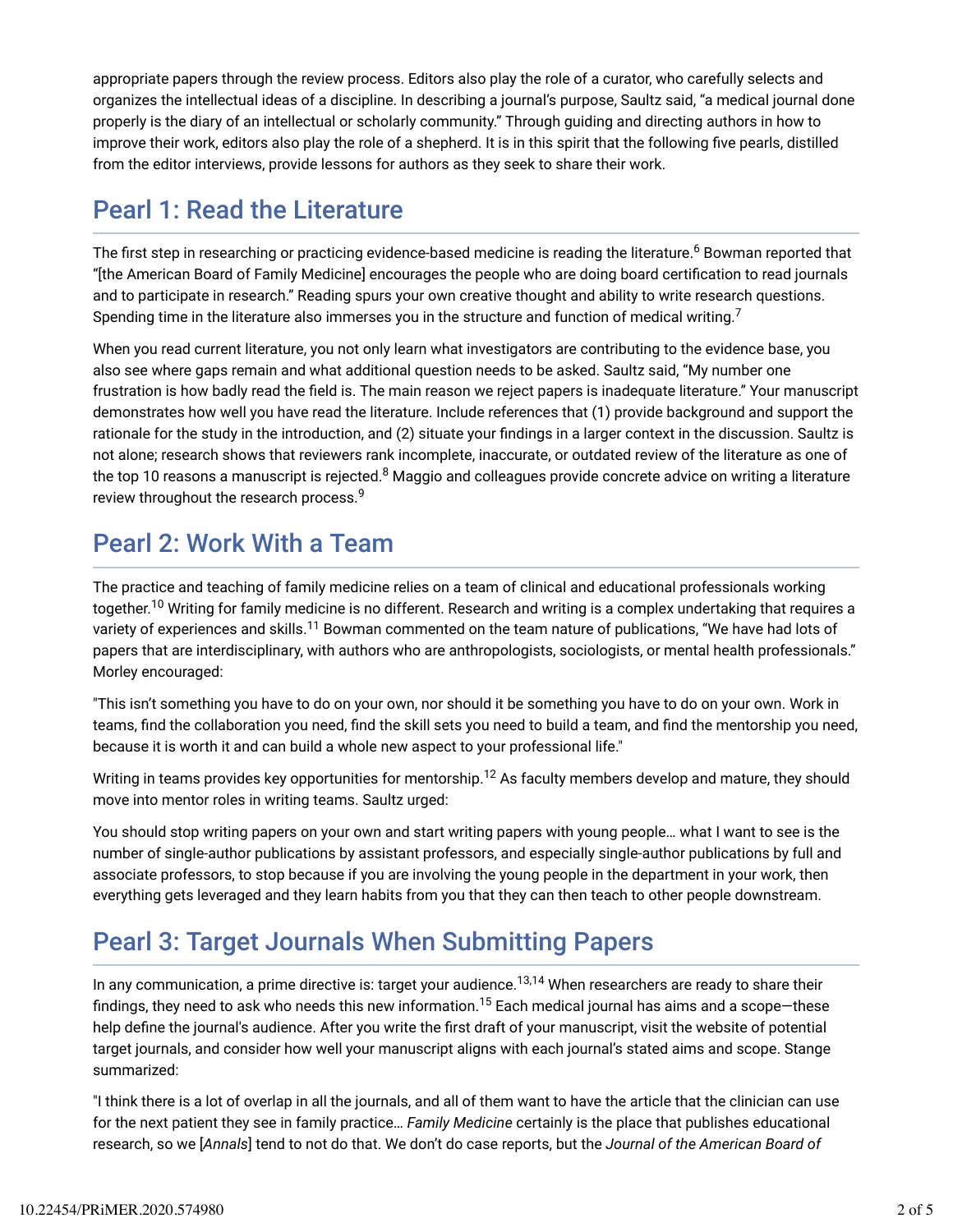appropriate papers through the review process. Editors also play the role of a curator, who carefully selects and organizes the intellectual ideas of a discipline. In describing a journal's purpose, Saultz said, "a medical journal done properly is the diary of an intellectual or scholarly community." Through guiding and directing authors in how to improve their work, editors also play the role of a shepherd. It is in this spirit that the following five pearls, distilled from the editor interviews, provide lessons for authors as they seek to share their work.

## Pearl 1: Read the Literature

The first step in researching or practicing evidence-based medicine is reading the literature.[6] Bowman reported that "[the American Board of Family Medicine] encourages the people who are doing board certification to read journals and to participate in research." Reading spurs your own creative thought and ability to write research questions. Spending time in the literature also immerses you in the structure and function of medical writing.[7]

When you read current literature, you not only learn what investigators are contributing to the evidence base, you also see where gaps remain and what additional question needs to be asked. Saultz said, "My number one frustration is how badly read the field is. The main reason we reject papers is inadequate literature." Your manuscript demonstrates how well you have read the literature. Include references that (1) provide background and support the rationale for the study in the introduction, and (2) situate your findings in a larger context in the discussion. Saultz is not alone; research shows that reviewers rank incomplete, inaccurate, or outdated review of the literature as one of the top 10 reasons a manuscript is rejected.[8] Maggio and colleagues provide concrete advice on writing a literature review throughout the research process.[9]

## Pearl 2: Work With a Team

The practice and teaching of family medicine relies on a team of clinical and educational professionals working together.[10] Writing for family medicine is no different. Research and writing is a complex undertaking that requires a variety of experiences and skills.[11] Bowman commented on the team nature of publications, "We have had lots of papers that are interdisciplinary, with authors who are anthropologists, sociologists, or mental health professionals." Morley encouraged:

"This isn't something you have to do on your own, nor should it be something you have to do on your own. Work in teams, find the collaboration you need, find the skill sets you need to build a team, and find the mentorship you need, because it is worth it and can build a whole new aspect to your professional life."

Writing in teams provides key opportunities for mentorship.[12] As faculty members develop and mature, they should move into mentor roles in writing teams. Saultz urged:

You should stop writing papers on your own and start writing papers with young people… what I want to see is the number of single-author publications by assistant professors, and especially single-author publications by full and associate professors, to stop because if you are involving the young people in the department in your work, then everything gets leveraged and they learn habits from you that they can then teach to other people downstream.

## Pearl 3: Target Journals When Submitting Papers

In any communication, a prime directive is: target your audience.[13,14] When researchers are ready to share their findings, they need to ask who needs this new information.[15] Each medical journal has aims and a scope—these help define the journal's audience. After you write the first draft of your manuscript, visit the website of potential target journals, and consider how well your manuscript aligns with each journal's stated aims and scope. Stange summarized:

"I think there is a lot of overlap in all the journals, and all of them want to have the article that the clinician can use for the next patient they see in family practice… *Family Medicine* certainly is the place that publishes educational research, so we [*Annals*] tend to not do that. We don't do case reports, but the *Journal of the American Board of*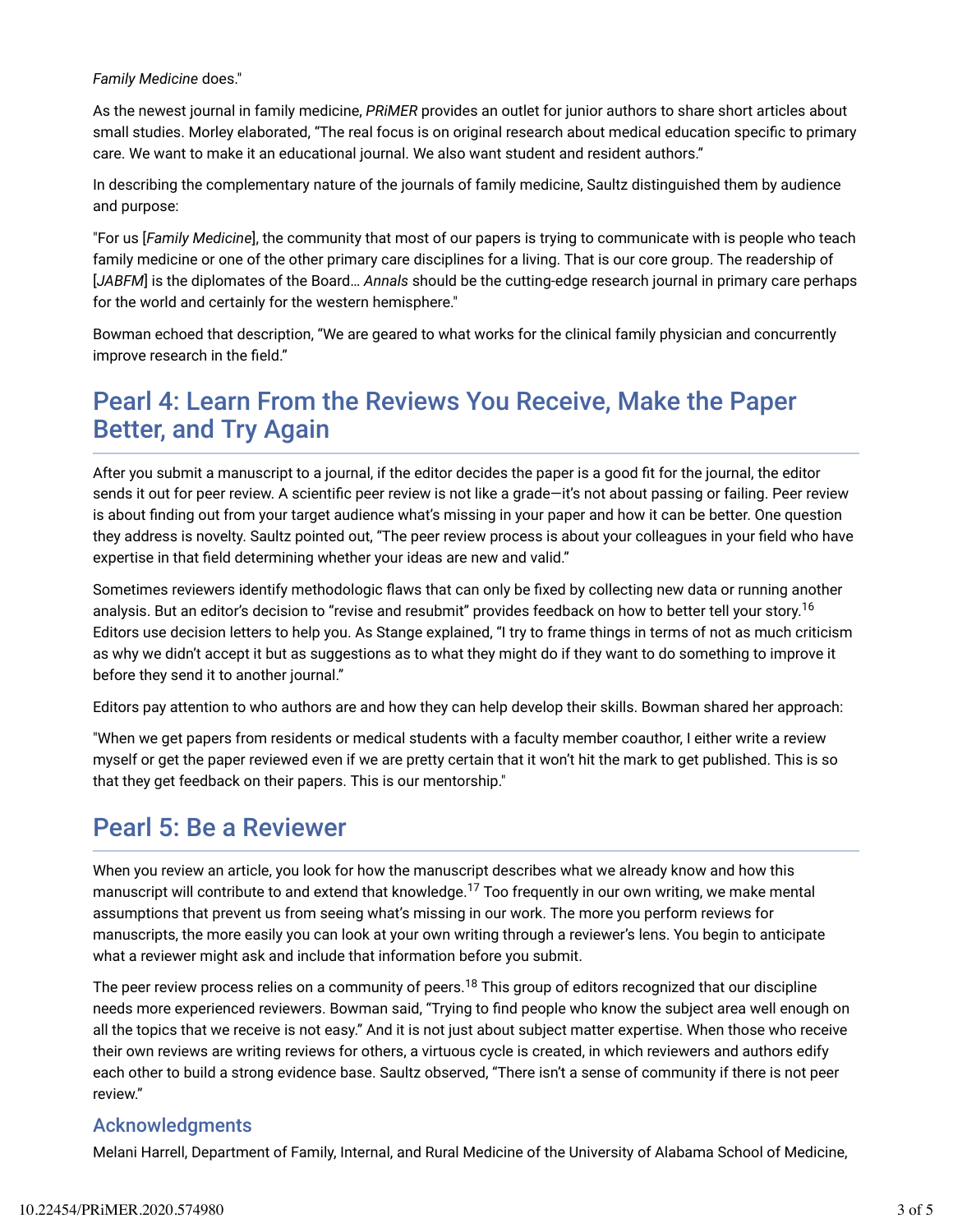*Family Medicine* does."

As the newest journal in family medicine, *PRiMER* provides an outlet for junior authors to share short articles about small studies. Morley elaborated, “The real focus is on original research about medical education specific to primary care. We want to make it an educational journal. We also want student and resident authors.”

In describing the complementary nature of the journals of family medicine, Saultz distinguished them by audience and purpose:

"For us [*Family Medicine*], the community that most of our papers is trying to communicate with is people who teach family medicine or one of the other primary care disciplines for a living. That is our core group. The readership of [*JABFM*] is the diplomates of the Board… *Annals* should be the cutting-edge research journal in primary care perhaps for the world and certainly for the western hemisphere."

Bowman echoed that description, “We are geared to what works for the clinical family physician and concurrently improve research in the field.”

## Pearl 4: Learn From the Reviews You Receive, Make the Paper Better, and Try Again

After you submit a manuscript to a journal, if the editor decides the paper is a good fit for the journal, the editor sends it out for peer review. A scientific peer review is not like a grade—it’s not about passing or failing. Peer review is about finding out from your target audience what’s missing in your paper and how it can be better. One question they address is novelty. Saultz pointed out, “The peer review process is about your colleagues in your field who have expertise in that field determining whether your ideas are new and valid.”

Sometimes reviewers identify methodologic flaws that can only be fixed by collecting new data or running another analysis. But an editor’s decision to “revise and resubmit” provides feedback on how to better tell your story.[16] Editors use decision letters to help you. As Stange explained, “I try to frame things in terms of not as much criticism as why we didn’t accept it but as suggestions as to what they might do if they want to do something to improve it before they send it to another journal.”

Editors pay attention to who authors are and how they can help develop their skills. Bowman shared her approach:

"When we get papers from residents or medical students with a faculty member coauthor, I either write a review myself or get the paper reviewed even if we are pretty certain that it won’t hit the mark to get published. This is so that they get feedback on their papers. This is our mentorship."

## Pearl 5: Be a Reviewer

When you review an article, you look for how the manuscript describes what we already know and how this manuscript will contribute to and extend that knowledge.[17] Too frequently in our own writing, we make mental assumptions that prevent us from seeing what’s missing in our work. The more you perform reviews for manuscripts, the more easily you can look at your own writing through a reviewer’s lens. You begin to anticipate what a reviewer might ask and include that information before you submit.

The peer review process relies on a community of peers.[18] This group of editors recognized that our discipline needs more experienced reviewers. Bowman said, “Trying to find people who know the subject area well enough on all the topics that we receive is not easy.” And it is not just about subject matter expertise. When those who receive their own reviews are writing reviews for others, a virtuous cycle is created, in which reviewers and authors edify each other to build a strong evidence base. Saultz observed, “There isn’t a sense of community if there is not peer review.”

### Acknowledgments

Melani Harrell, Department of Family, Internal, and Rural Medicine of the University of Alabama School of Medicine,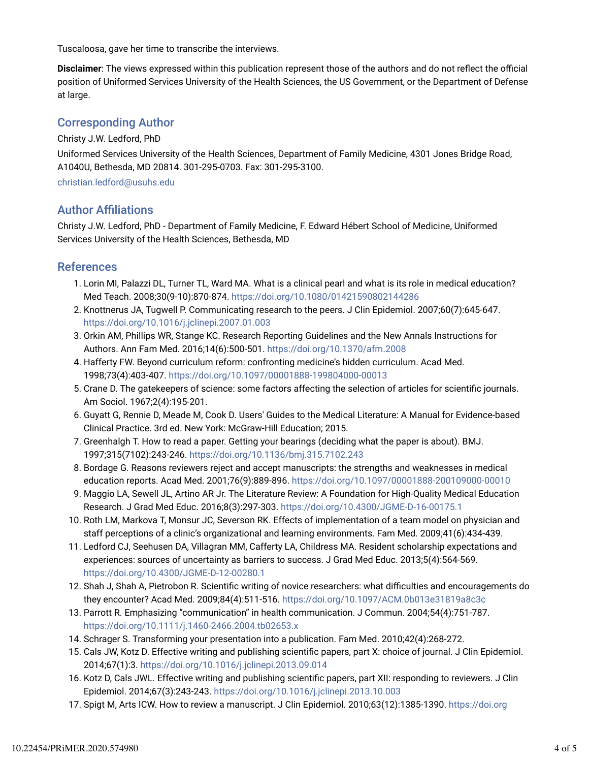Tuscaloosa, gave her time to transcribe the interviews.

**Disclaimer**: The views expressed within this publication represent those of the authors and do not reflect the official position of Uniformed Services University of the Health Sciences, the US Government, or the Department of Defense at large.

## Corresponding Author

Christy J.W. Ledford, PhD

Uniformed Services University of the Health Sciences, Department of Family Medicine, 4301 Jones Bridge Road, A1040U, Bethesda, MD 20814. 301-295-0703. Fax: 301-295-3100.

christian.ledford@usuhs.edu

## Author Affiliations

Christy J.W. Ledford, PhD - Department of Family Medicine, F. Edward Hébert School of Medicine, Uniformed Services University of the Health Sciences, Bethesda, MD

## References

1. Lorin MI, Palazzi DL, Turner TL, Ward MA. What is a clinical pearl and what is its role in medical education? Med Teach. 2008;30(9-10):870-874. https://doi.org/10.1080/01421590802144286
2. Knottnerus JA, Tugwell P. Communicating research to the peers. J Clin Epidemiol. 2007;60(7):645-647. https://doi.org/10.1016/j.jclinepi.2007.01.003
3. Orkin AM, Phillips WR, Stange KC. Research Reporting Guidelines and the New Annals Instructions for Authors. Ann Fam Med. 2016;14(6):500-501. https://doi.org/10.1370/afm.2008
4. Hafferty FW. Beyond curriculum reform: confronting medicine's hidden curriculum. Acad Med. 1998;73(4):403-407. https://doi.org/10.1097/00001888-199804000-00013
5. Crane D. The gatekeepers of science: some factors affecting the selection of articles for scientific journals. Am Sociol. 1967;2(4):195-201.
6. Guyatt G, Rennie D, Meade M, Cook D. Users' Guides to the Medical Literature: A Manual for Evidence-based Clinical Practice. 3rd ed. New York: McGraw-Hill Education; 2015.
7. Greenhalgh T. How to read a paper. Getting your bearings (deciding what the paper is about). BMJ. 1997;315(7102):243-246. https://doi.org/10.1136/bmj.315.7102.243
8. Bordage G. Reasons reviewers reject and accept manuscripts: the strengths and weaknesses in medical education reports. Acad Med. 2001;76(9):889-896. https://doi.org/10.1097/00001888-200109000-00010
9. Maggio LA, Sewell JL, Artino AR Jr. The Literature Review: A Foundation for High-Quality Medical Education Research. J Grad Med Educ. 2016;8(3):297-303. https://doi.org/10.4300/JGME-D-16-00175.1
10. Roth LM, Markova T, Monsur JC, Severson RK. Effects of implementation of a team model on physician and staff perceptions of a clinic's organizational and learning environments. Fam Med. 2009;41(6):434-439.
11. Ledford CJ, Seehusen DA, Villagran MM, Cafferty LA, Childress MA. Resident scholarship expectations and experiences: sources of uncertainty as barriers to success. J Grad Med Educ. 2013;5(4):564-569. https://doi.org/10.4300/JGME-D-12-00280.1
12. Shah J, Shah A, Pietrobon R. Scientific writing of novice researchers: what difficulties and encouragements do they encounter? Acad Med. 2009;84(4):511-516. https://doi.org/10.1097/ACM.0b013e31819a8c3c
13. Parrott R. Emphasizing "communication" in health communication. J Commun. 2004;54(4):751-787. https://doi.org/10.1111/j.1460-2466.2004.tb02653.x
14. Schrager S. Transforming your presentation into a publication. Fam Med. 2010;42(4):268-272.
15. Cals JW, Kotz D. Effective writing and publishing scientific papers, part X: choice of journal. J Clin Epidemiol. 2014;67(1):3. https://doi.org/10.1016/j.jclinepi.2013.09.014
16. Kotz D, Cals JWL. Effective writing and publishing scientific papers, part XII: responding to reviewers. J Clin Epidemiol. 2014;67(3):243-243. https://doi.org/10.1016/j.jclinepi.2013.10.003
17. Spigt M, Arts ICW. How to review a manuscript. J Clin Epidemiol. 2010;63(12):1385-1390. https://doi.org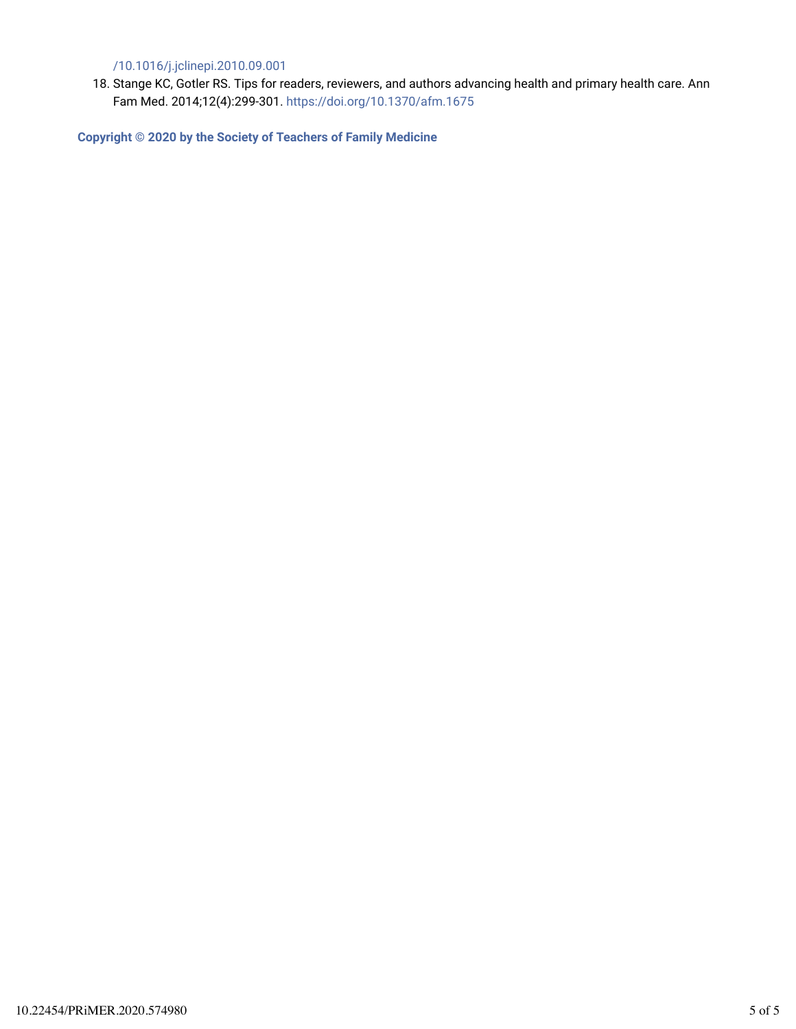/10.1016/j.jclinepi.2010.09.001

18. Stange KC, Gotler RS. Tips for readers, reviewers, and authors advancing health and primary health care. Ann Fam Med. 2014;12(4):299-301. https://doi.org/10.1370/afm.1675

**Copyright © 2020 by the Society of Teachers of Family Medicine**